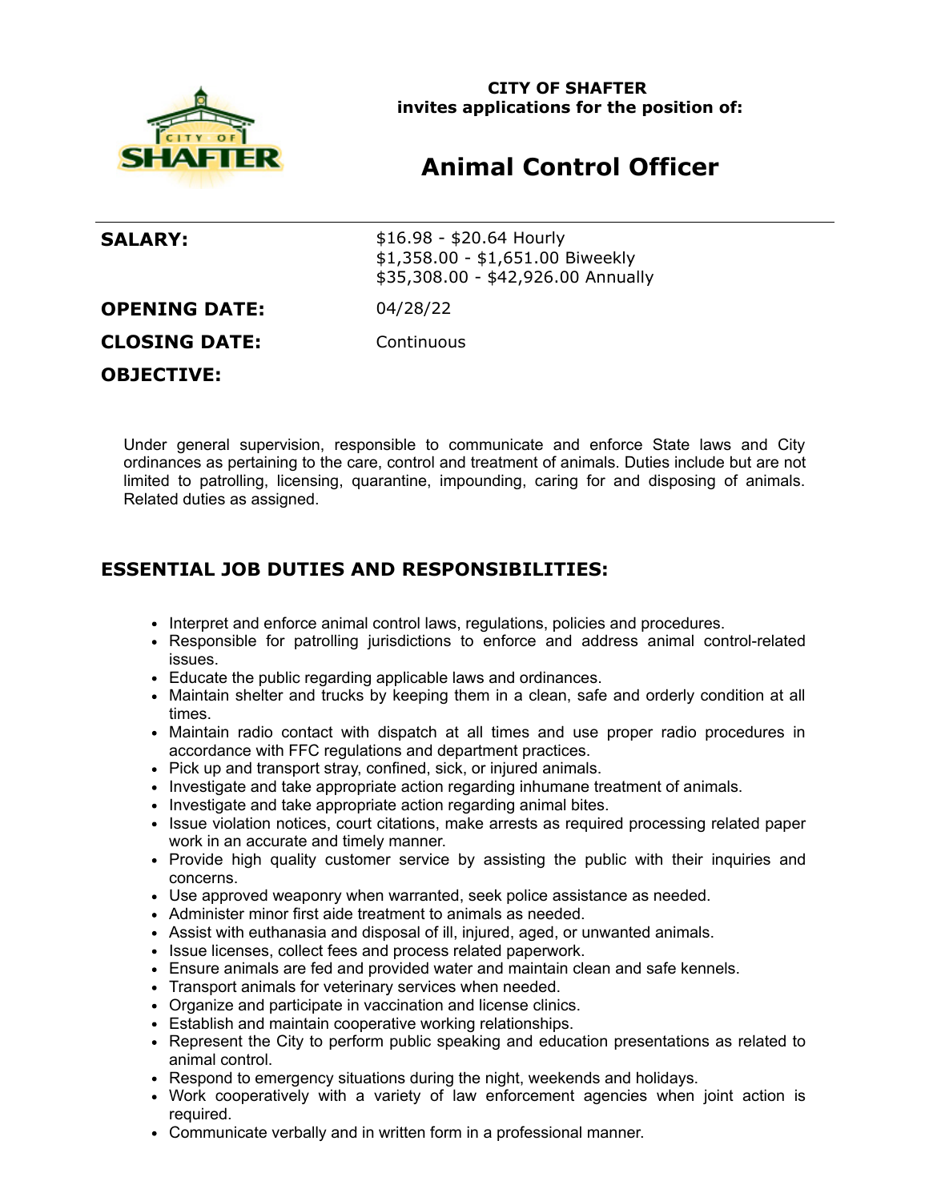**CITY OF SHAFTER**
**invites applications for the position of:**

# Animal Control Officer

| | |
|---|---|
| **SALARY:** | $16.98 - $20.64 Hourly<br>$1,358.00 - $1,651.00 Biweekly<br>$35,308.00 - $42,926.00 Annually |
| **OPENING DATE:** | 04/28/22 |
| **CLOSING DATE:** | Continuous |

**OBJECTIVE:**

Under general supervision, responsible to communicate and enforce State laws and City ordinances as pertaining to the care, control and treatment of animals. Duties include but are not limited to patrolling, licensing, quarantine, impounding, caring for and disposing of animals. Related duties as assigned.

## ESSENTIAL JOB DUTIES AND RESPONSIBILITIES:

- Interpret and enforce animal control laws, regulations, policies and procedures.
- Responsible for patrolling jurisdictions to enforce and address animal control-related issues.
- Educate the public regarding applicable laws and ordinances.
- Maintain shelter and trucks by keeping them in a clean, safe and orderly condition at all times.
- Maintain radio contact with dispatch at all times and use proper radio procedures in accordance with FFC regulations and department practices.
- Pick up and transport stray, confined, sick, or injured animals.
- Investigate and take appropriate action regarding inhumane treatment of animals.
- Investigate and take appropriate action regarding animal bites.
- Issue violation notices, court citations, make arrests as required processing related paper work in an accurate and timely manner.
- Provide high quality customer service by assisting the public with their inquiries and concerns.
- Use approved weaponry when warranted, seek police assistance as needed.
- Administer minor first aide treatment to animals as needed.
- Assist with euthanasia and disposal of ill, injured, aged, or unwanted animals.
- Issue licenses, collect fees and process related paperwork.
- Ensure animals are fed and provided water and maintain clean and safe kennels.
- Transport animals for veterinary services when needed.
- Organize and participate in vaccination and license clinics.
- Establish and maintain cooperative working relationships.
- Represent the City to perform public speaking and education presentations as related to animal control.
- Respond to emergency situations during the night, weekends and holidays.
- Work cooperatively with a variety of law enforcement agencies when joint action is required.
- Communicate verbally and in written form in a professional manner.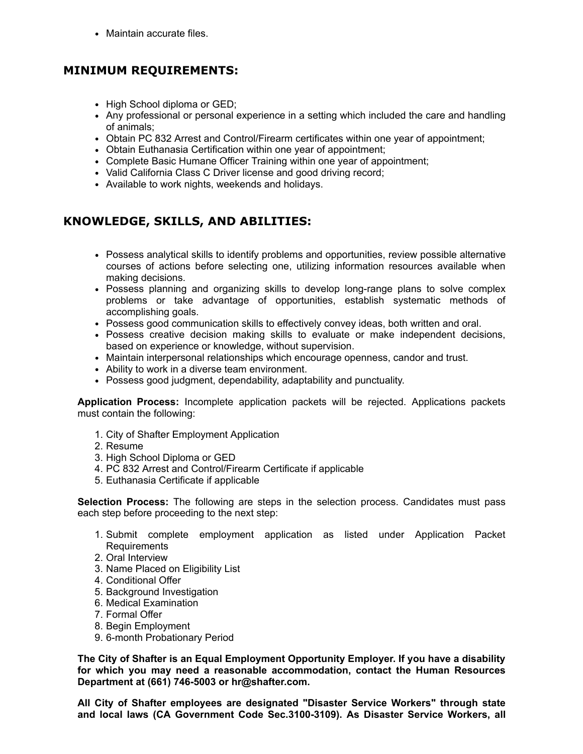- Maintain accurate files.

## MINIMUM REQUIREMENTS:

- High School diploma or GED;
- Any professional or personal experience in a setting which included the care and handling of animals;
- Obtain PC 832 Arrest and Control/Firearm certificates within one year of appointment;
- Obtain Euthanasia Certification within one year of appointment;
- Complete Basic Humane Officer Training within one year of appointment;
- Valid California Class C Driver license and good driving record;
- Available to work nights, weekends and holidays.

## KNOWLEDGE, SKILLS, AND ABILITIES:

- Possess analytical skills to identify problems and opportunities, review possible alternative courses of actions before selecting one, utilizing information resources available when making decisions.
- Possess planning and organizing skills to develop long-range plans to solve complex problems or take advantage of opportunities, establish systematic methods of accomplishing goals.
- Possess good communication skills to effectively convey ideas, both written and oral.
- Possess creative decision making skills to evaluate or make independent decisions, based on experience or knowledge, without supervision.
- Maintain interpersonal relationships which encourage openness, candor and trust.
- Ability to work in a diverse team environment.
- Possess good judgment, dependability, adaptability and punctuality.

**Application Process:** Incomplete application packets will be rejected. Applications packets must contain the following:

1. City of Shafter Employment Application
2. Resume
3. High School Diploma or GED
4. PC 832 Arrest and Control/Firearm Certificate if applicable
5. Euthanasia Certificate if applicable

**Selection Process:** The following are steps in the selection process. Candidates must pass each step before proceeding to the next step:

1. Submit complete employment application as listed under Application Packet Requirements
2. Oral Interview
3. Name Placed on Eligibility List
4. Conditional Offer
5. Background Investigation
6. Medical Examination
7. Formal Offer
8. Begin Employment
9. 6-month Probationary Period

**The City of Shafter is an Equal Employment Opportunity Employer. If you have a disability for which you may need a reasonable accommodation, contact the Human Resources Department at (661) 746-5003 or hr@shafter.com.**

**All City of Shafter employees are designated "Disaster Service Workers" through state and local laws (CA Government Code Sec.3100-3109). As Disaster Service Workers, all**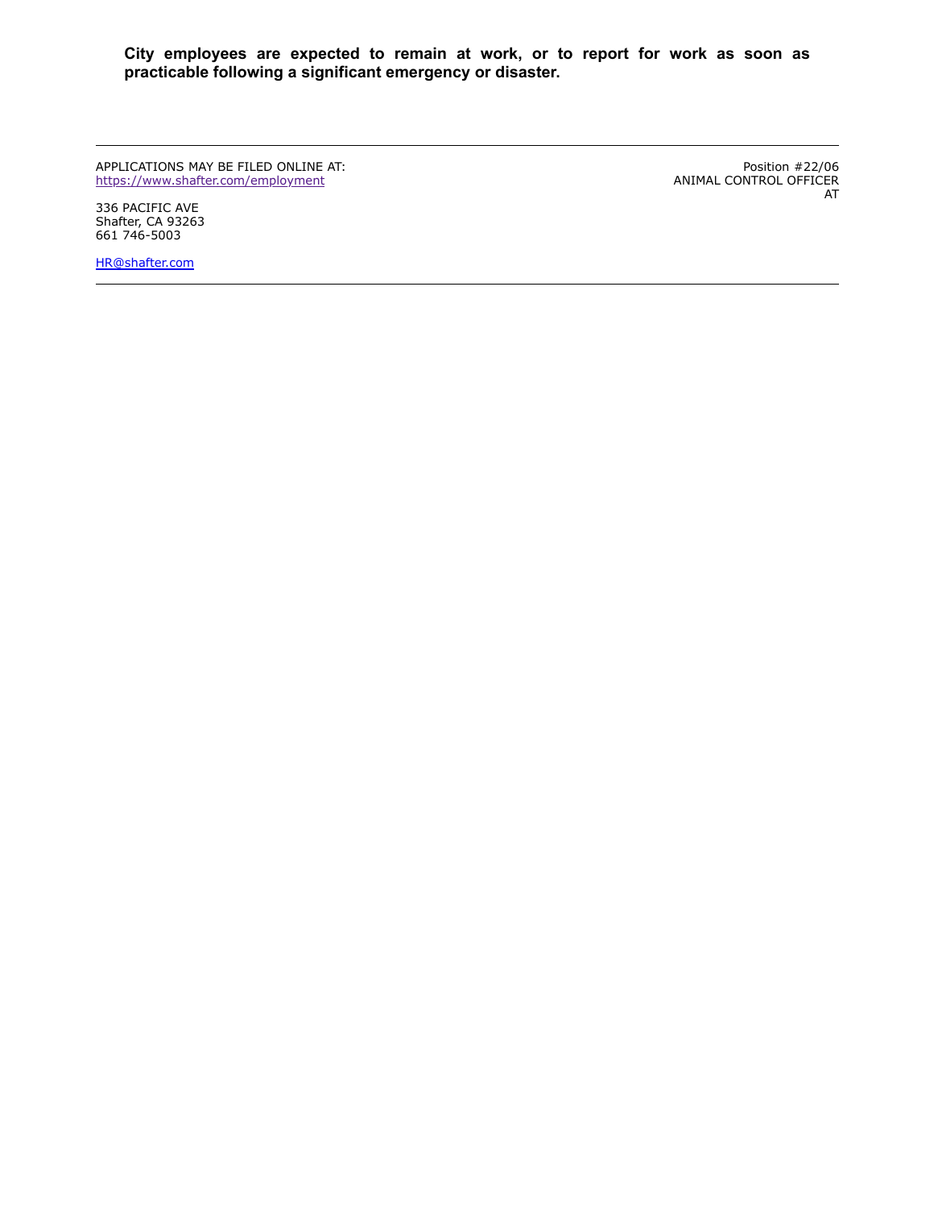**City employees are expected to remain at work, or to report for work as soon as practicable following a significant emergency or disaster.**

---

APPLICATIONS MAY BE FILED ONLINE AT:
https://www.shafter.com/employment

336 PACIFIC AVE
Shafter, CA 93263
661 746-5003

HR@shafter.com

Position #22/06
ANIMAL CONTROL OFFICER
AT

---